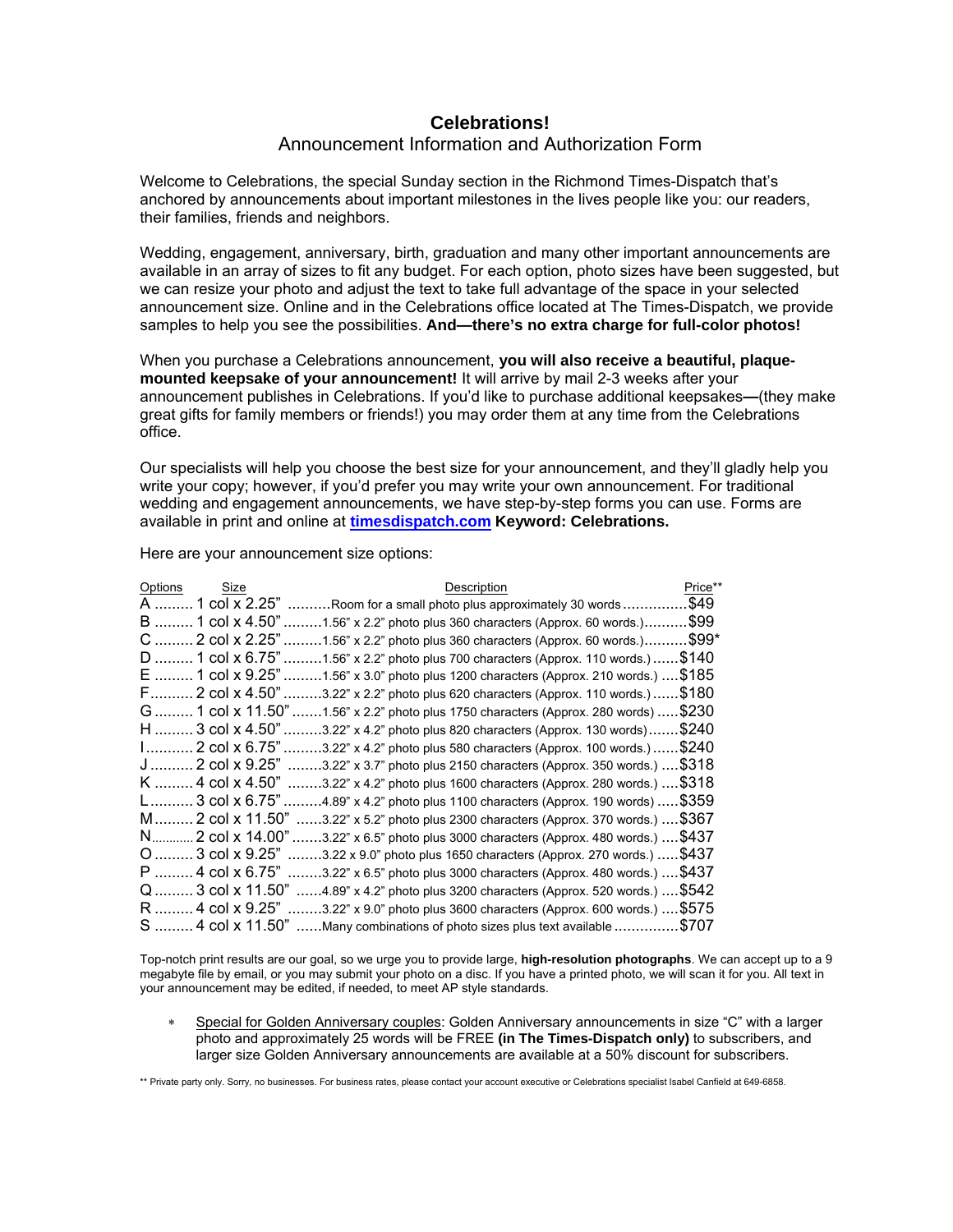# Celebrations!

## Announcement Information and Authorization Form

Welcome to Celebrations, the special Sunday section in the Richmond Times-Dispatch that's anchored by announcements about important milestones in the lives people like you: our readers, their families, friends and neighbors.

Wedding, engagement, anniversary, birth, graduation and many other important announcements are available in an array of sizes to fit any budget. For each option, photo sizes have been suggested, but we can resize your photo and adjust the text to take full advantage of the space in your selected announcement size. Online and in the Celebrations office located at The Times-Dispatch, we provide samples to help you see the possibilities. **And—there's no extra charge for full-color photos!**

When you purchase a Celebrations announcement, **you will also receive a beautiful, plaque-mounted keepsake of your announcement!** It will arrive by mail 2-3 weeks after your announcement publishes in Celebrations. If you'd like to purchase additional keepsakes**—**(they make great gifts for family members or friends!) you may order them at any time from the Celebrations office.

Our specialists will help you choose the best size for your announcement, and they'll gladly help you write your copy; however, if you'd prefer you may write your own announcement. For traditional wedding and engagement announcements, we have step-by-step forms you can use. Forms are available in print and online at **timesdispatch.com** **Keyword: Celebrations.**

Here are your announcement size options:

| Options | Size | Description | Price** |
|---|---|---|---|
| A | 1 col x 2.25" | Room for a small photo plus approximately 30 words | $49 |
| B | 1 col x 4.50" | 1.56" x 2.2" photo plus 360 characters (Approx. 60 words.) | $99 |
| C | 2 col x 2.25" | 1.56" x 2.2" photo plus 360 characters (Approx. 60 words.) | $99* |
| D | 1 col x 6.75" | 1.56" x 2.2" photo plus 700 characters (Approx. 110 words.) | $140 |
| E | 1 col x 9.25" | 1.56" x 3.0" photo plus 1200 characters (Approx. 210 words.) | $185 |
| F | 2 col x 4.50" | 3.22" x 2.2" photo plus 620 characters (Approx. 110 words.) | $180 |
| G | 1 col x 11.50" | 1.56" x 2.2" photo plus 1750 characters (Approx. 280 words) | $230 |
| H | 3 col x 4.50" | 3.22" x 4.2" photo plus 820 characters (Approx. 130 words) | $240 |
| I | 2 col x 6.75" | 3.22" x 4.2" photo plus 580 characters (Approx. 100 words.) | $240 |
| J | 2 col x 9.25" | 3.22" x 3.7" photo plus 2150 characters (Approx. 350 words.) | $318 |
| K | 4 col x 4.50" | 3.22" x 4.2" photo plus 1600 characters (Approx. 280 words.) | $318 |
| L | 3 col x 6.75" | 4.89" x 4.2" photo plus 1100 characters (Approx. 190 words) | $359 |
| M | 2 col x 11.50" | 3.22" x 5.2" photo plus 2300 characters (Approx. 370 words.) | $367 |
| N | 2 col x 14.00" | 3.22" x 6.5" photo plus 3000 characters (Approx. 480 words.) | $437 |
| O | 3 col x 9.25" | 3.22 x 9.0" photo plus 1650 characters (Approx. 270 words.) | $437 |
| P | 4 col x 6.75" | 3.22" x 6.5" photo plus 3000 characters (Approx. 480 words.) | $437 |
| Q | 3 col x 11.50" | 4.89" x 4.2" photo plus 3200 characters (Approx. 520 words.) | $542 |
| R | 4 col x 9.25" | 3.22" x 9.0" photo plus 3600 characters (Approx. 600 words.) | $575 |
| S | 4 col x 11.50" | Many combinations of photo sizes plus text available | $707 |

Top-notch print results are our goal, so we urge you to provide large, **high-resolution photographs**. We can accept up to a 9 megabyte file by email, or you may submit your photo on a disc. If you have a printed photo, we will scan it for you. All text in your announcement may be edited, if needed, to meet AP style standards.

* Special for Golden Anniversary couples: Golden Anniversary announcements in size "C" with a larger photo and approximately 25 words will be FREE **(in The Times-Dispatch only)** to subscribers, and larger size Golden Anniversary announcements are available at a 50% discount for subscribers.

** Private party only. Sorry, no businesses. For business rates, please contact your account executive or Celebrations specialist Isabel Canfield at 649-6858.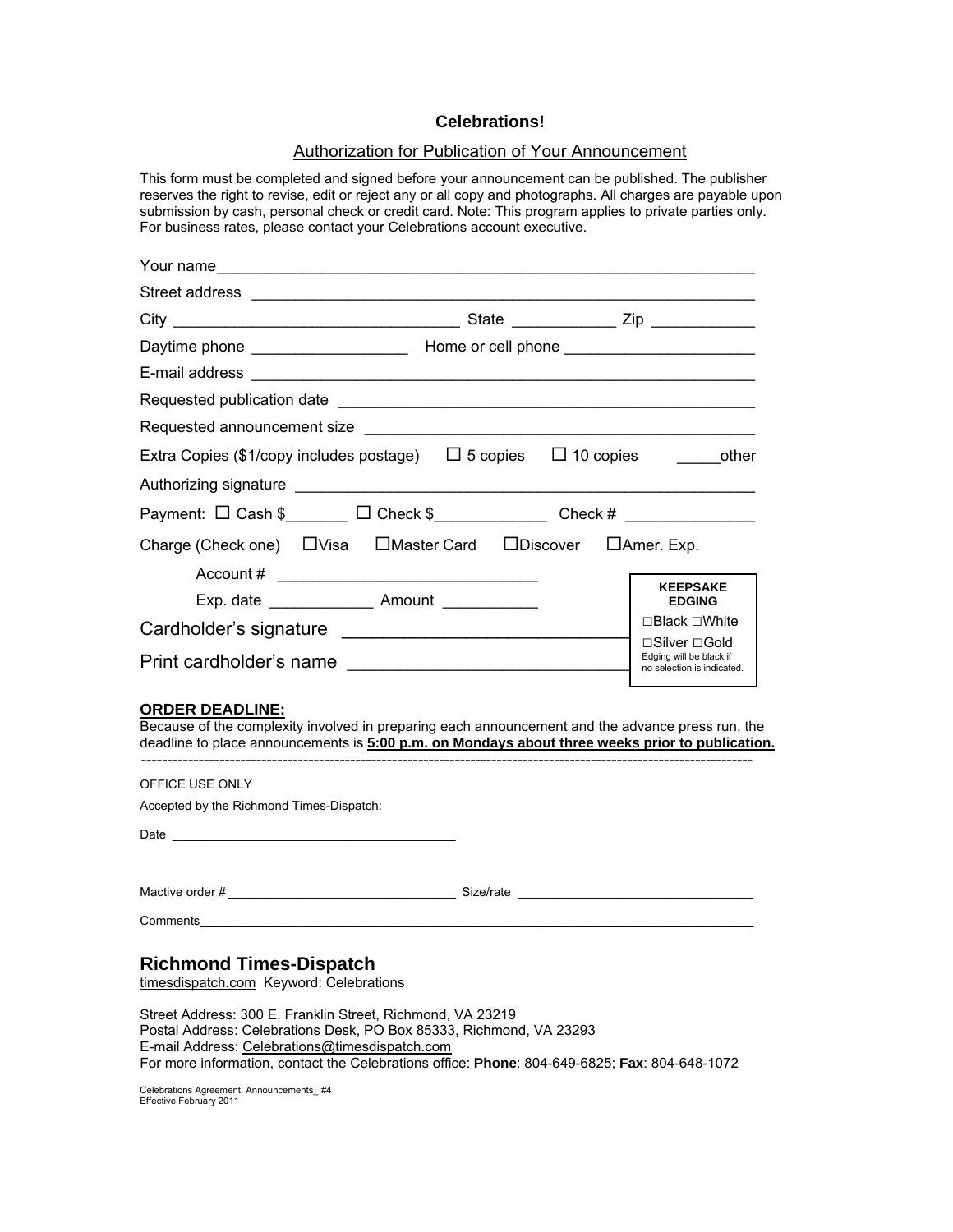# Celebrations!

## Authorization for Publication of Your Announcement

This form must be completed and signed before your announcement can be published. The publisher reserves the right to revise, edit or reject any or all copy and photographs. All charges are payable upon submission by cash, personal check or credit card. Note: This program applies to private parties only. For business rates, please contact your Celebrations account executive.

Your name_______________________________________________________________

Street address ___________________________________________________________

City ________________________________ State ___________ Zip ___________

Daytime phone _________________ Home or cell phone _____________________

E-mail address ___________________________________________________________

Requested publication date _______________________________________________

Requested announcement size _____________________________________________

Extra Copies ($1/copy includes postage) ☐ 5 copies ☐ 10 copies _____other

Authorizing signature _____________________________________________________

Payment: ☐ Cash $_______ ☐ Check $____________ Check # ______________

Charge (Check one) ☐Visa ☐Master Card ☐Discover ☐Amer. Exp.

Account # ____________________________

Exp. date ___________ Amount __________

Cardholder's signature ____________________________

Print cardholder's name ____________________________

**KEEPSAKE EDGING**

☐Black ☐White

☐Silver ☐Gold

Edging will be black if no selection is indicated.

**ORDER DEADLINE:**

Because of the complexity involved in preparing each announcement and the advance press run, the deadline to place announcements is **5:00 p.m. on Mondays about three weeks prior to publication.**

---

OFFICE USE ONLY

Accepted by the Richmond Times-Dispatch:

Date ______________________________________

Mactive order # ______________________________ Size/rate ______________________________

Comments_________________________________________________________________________

## Richmond Times-Dispatch

timesdispatch.com Keyword: Celebrations

Street Address: 300 E. Franklin Street, Richmond, VA 23219
Postal Address: Celebrations Desk, PO Box 85333, Richmond, VA 23293
E-mail Address: Celebrations@timesdispatch.com
For more information, contact the Celebrations office: **Phone**: 804-649-6825; **Fax**: 804-648-1072

Celebrations Agreement: Announcements_ #4
Effective February 2011